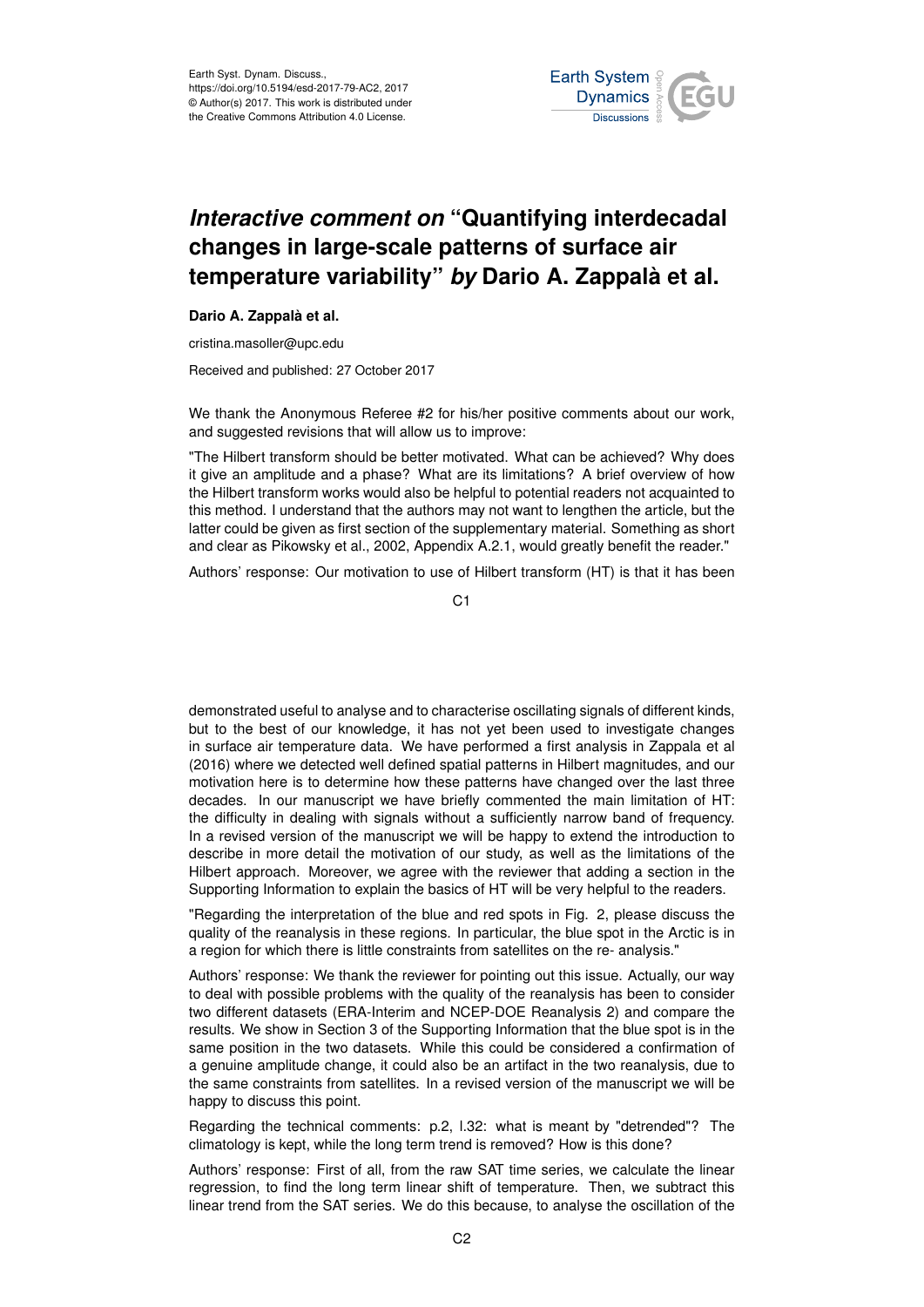# *Interactive comment on* "Quantifying interdecadal changes in large-scale patterns of surface air temperature variability" *by* Dario A. Zappalà et al.

**Dario A. Zappalà et al.**

cristina.masoller@upc.edu

Received and published: 27 October 2017

We thank the Anonymous Referee #2 for his/her positive comments about our work, and suggested revisions that will allow us to improve:

"The Hilbert transform should be better motivated. What can be achieved? Why does it give an amplitude and a phase? What are its limitations? A brief overview of how the Hilbert transform works would also be helpful to potential readers not acquainted to this method. I understand that the authors may not want to lengthen the article, but the latter could be given as first section of the supplementary material. Something as short and clear as Pikowsky et al., 2002, Appendix A.2.1, would greatly benefit the reader."

Authors' response: Our motivation to use of Hilbert transform (HT) is that it has been demonstrated useful to analyse and to characterise oscillating signals of different kinds, but to the best of our knowledge, it has not yet been used to investigate changes in surface air temperature data. We have performed a first analysis in Zappala et al (2016) where we detected well defined spatial patterns in Hilbert magnitudes, and our motivation here is to determine how these patterns have changed over the last three decades. In our manuscript we have briefly commented the main limitation of HT: the difficulty in dealing with signals without a sufficiently narrow band of frequency. In a revised version of the manuscript we will be happy to extend the introduction to describe in more detail the motivation of our study, as well as the limitations of the Hilbert approach. Moreover, we agree with the reviewer that adding a section in the Supporting Information to explain the basics of HT will be very helpful to the readers.

"Regarding the interpretation of the blue and red spots in Fig. 2, please discuss the quality of the reanalysis in these regions. In particular, the blue spot in the Arctic is in a region for which there is little constraints from satellites on the re- analysis."

Authors' response: We thank the reviewer for pointing out this issue. Actually, our way to deal with possible problems with the quality of the reanalysis has been to consider two different datasets (ERA-Interim and NCEP-DOE Reanalysis 2) and compare the results. We show in Section 3 of the Supporting Information that the blue spot is in the same position in the two datasets. While this could be considered a confirmation of a genuine amplitude change, it could also be an artifact in the two reanalysis, due to the same constraints from satellites. In a revised version of the manuscript we will be happy to discuss this point.

Regarding the technical comments: p.2, l.32: what is meant by "detrended"? The climatology is kept, while the long term trend is removed? How is this done?

Authors' response: First of all, from the raw SAT time series, we calculate the linear regression, to find the long term linear shift of temperature. Then, we subtract this linear trend from the SAT series. We do this because, to analyse the oscillation of the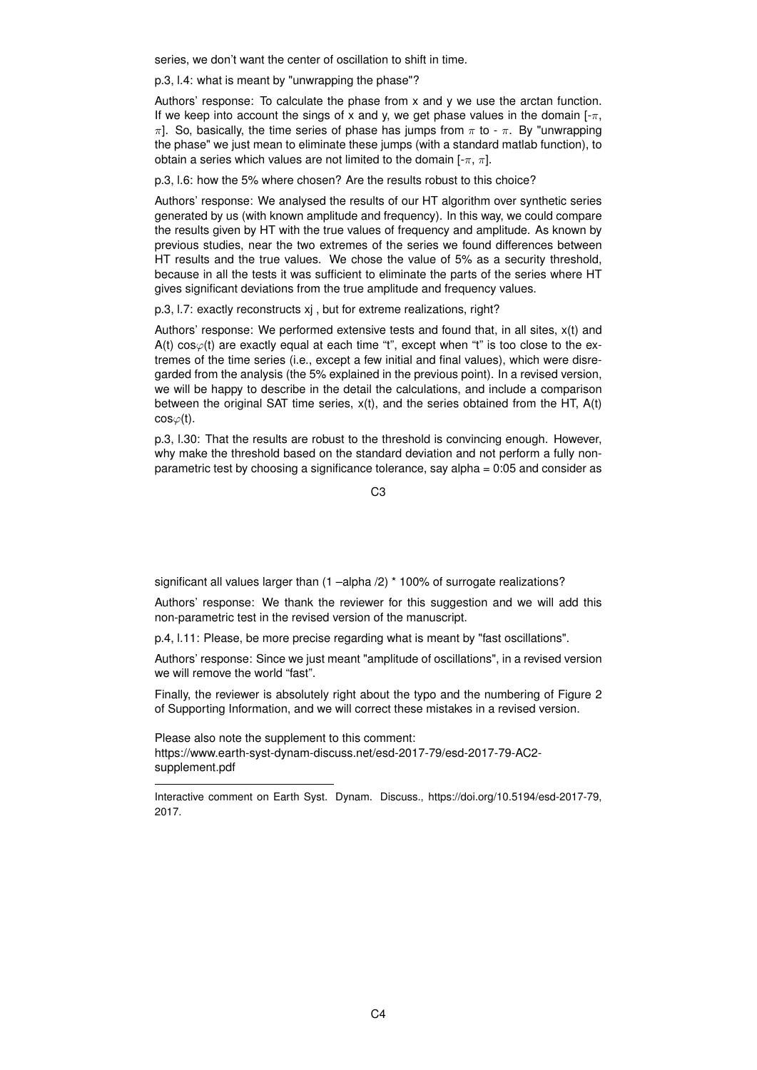series, we don't want the center of oscillation to shift in time.

p.3, l.4: what is meant by "unwrapping the phase"?

Authors' response: To calculate the phase from x and y we use the arctan function. If we keep into account the sings of x and y, we get phase values in the domain [$-\pi$, $\pi$]. So, basically, the time series of phase has jumps from $\pi$ to $-\pi$. By "unwrapping the phase" we just mean to eliminate these jumps (with a standard matlab function), to obtain a series which values are not limited to the domain [$-\pi$, $\pi$].

p.3, l.6: how the 5% where chosen? Are the results robust to this choice?

Authors' response: We analysed the results of our HT algorithm over synthetic series generated by us (with known amplitude and frequency). In this way, we could compare the results given by HT with the true values of frequency and amplitude. As known by previous studies, near the two extremes of the series we found differences between HT results and the true values. We chose the value of 5% as a security threshold, because in all the tests it was sufficient to eliminate the parts of the series where HT gives significant deviations from the true amplitude and frequency values.

p.3, l.7: exactly reconstructs $x_j$ , but for extreme realizations, right?

Authors' response: We performed extensive tests and found that, in all sites, x(t) and A(t) $\cos\varphi$(t) are exactly equal at each time "t", except when "t" is too close to the extremes of the time series (i.e., except a few initial and final values), which were disregarded from the analysis (the 5% explained in the previous point). In a revised version, we will be happy to describe in the detail the calculations, and include a comparison between the original SAT time series, x(t), and the series obtained from the HT, A(t) $\cos\varphi$(t).

p.3, l.30: That the results are robust to the threshold is convincing enough. However, why make the threshold based on the standard deviation and not perform a fully non-parametric test by choosing a significance tolerance, say alpha = 0:05 and consider as significant all values larger than (1 –alpha /2) * 100% of surrogate realizations?

Authors' response: We thank the reviewer for this suggestion and we will add this non-parametric test in the revised version of the manuscript.

p.4, l.11: Please, be more precise regarding what is meant by "fast oscillations".

Authors' response: Since we just meant "amplitude of oscillations", in a revised version we will remove the world "fast".

Finally, the reviewer is absolutely right about the typo and the numbering of Figure 2 of Supporting Information, and we will correct these mistakes in a revised version.

Please also note the supplement to this comment:
https://www.earth-syst-dynam-discuss.net/esd-2017-79/esd-2017-79-AC2-supplement.pdf

Interactive comment on Earth Syst. Dynam. Discuss., https://doi.org/10.5194/esd-2017-79, 2017.